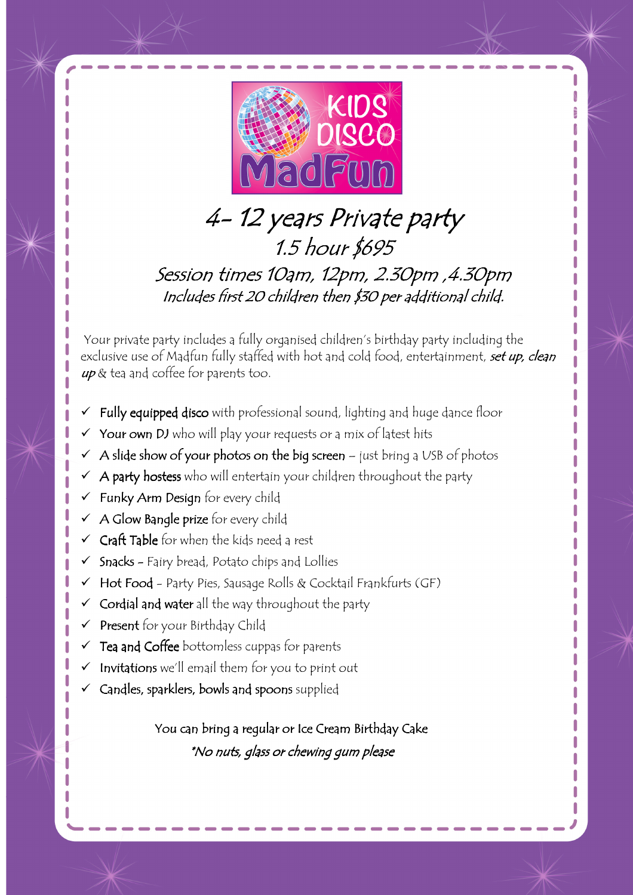# KIDS DISCO MadFun

## *4- 12 years Private party*

### *1.5 hour $695*

### *Session times 10am, 12pm, 2.30pm ,4.30pm*

*Includes first 20 children then $30 per additional child.*

Your private party includes a fully organised children's birthday party including the exclusive use of Madfun fully staffed with hot and cold food, entertainment, ***set up, clean up*** & tea and coffee for parents too.

- ✓ **Fully equipped disco** with professional sound, lighting and huge dance floor
- ✓ **Your own DJ** who will play your requests or a mix of latest hits
- ✓ **A slide show of your photos on the big screen** – just bring a USB of photos
- ✓ **A party hostess** who will entertain your children throughout the party
- ✓ **Funky Arm Design** for every child
- ✓ **A Glow Bangle prize** for every child
- ✓ **Craft Table** for when the kids need a rest
- ✓ **Snacks** – Fairy bread, Potato chips and Lollies
- ✓ **Hot Food** – Party Pies, Sausage Rolls & Cocktail Frankfurts (GF)
- ✓ **Cordial and water** all the way throughout the party
- ✓ **Present** for your Birthday Child
- ✓ **Tea and Coffee** bottomless cuppas for parents
- ✓ **Invitations** we'll email them for you to print out
- ✓ **Candles, sparklers, bowls and spoons** supplied

You can bring a regular or Ice Cream Birthday Cake

*\*No nuts, glass or chewing gum please*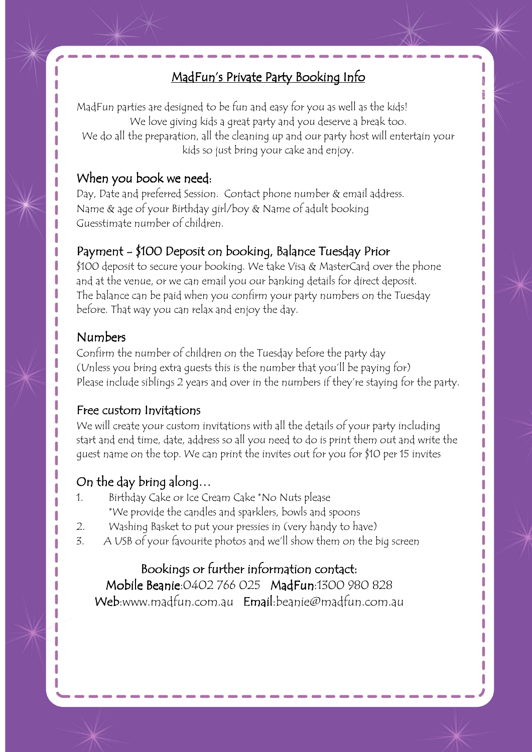## MadFun's Private Party Booking Info

MadFun parties are designed to be fun and easy for you as well as the kids!
We love giving kids a great party and you deserve a break too.
We do all the preparation, all the cleaning up and our party host will entertain your kids so just bring your cake and enjoy.

### When you book we need:

Day, Date and preferred Session. Contact phone number & email address.
Name & age of your Birthday girl/boy & Name of adult booking
Guesstimate number of children.

### Payment - $100 Deposit on booking, Balance Tuesday Prior

$100 deposit to secure your booking. We take Visa & MasterCard over the phone and at the venue, or we can email you our banking details for direct deposit. The balance can be paid when you confirm your party numbers on the Tuesday before. That way you can relax and enjoy the day.

### Numbers

Confirm the number of children on the Tuesday before the party day
(Unless you bring extra guests this is the number that you'll be paying for)
Please include siblings 2 years and over in the numbers if they're staying for the party.

### Free custom Invitations

We will create your custom invitations with all the details of your party including start and end time, date, address so all you need to do is print them out and write the guest name on the top. We can print the invites out for you for $10 per 15 invites

### On the day bring along…

1. Birthday Cake or Ice Cream Cake *No Nuts please
   *We provide the candles and sparklers, bowls and spoons
2. Washing Basket to put your pressies in (very handy to have)
3. A USB of your favourite photos and we'll show them on the big screen

Bookings or further information contact:
**Mobile Beanie**:0402 766 025 **MadFun**:1300 980 828
**Web**:www.madfun.com.au **Email**:beanie@madfun.com.au